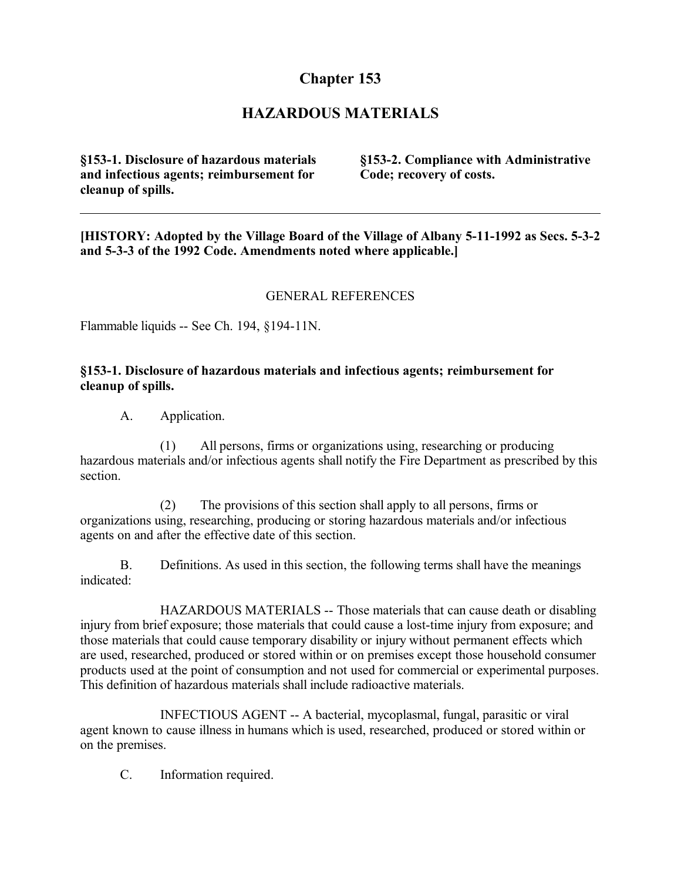# Chapter 153

## HAZARDOUS MATERIALS

**§153-1. Disclosure of hazardous materials and infectious agents; reimbursement for cleanup of spills.**

**§153-2. Compliance with Administrative Code; recovery of costs.**

---

**[HISTORY: Adopted by the Village Board of the Village of Albany 5-11-1992 as Secs. 5-3-2 and 5-3-3 of the 1992 Code. Amendments noted where applicable.]**

GENERAL REFERENCES

Flammable liquids -- See Ch. 194, §194-11N.

### §153-1. Disclosure of hazardous materials and infectious agents; reimbursement for cleanup of spills.

A. Application.

(1) All persons, firms or organizations using, researching or producing hazardous materials and/or infectious agents shall notify the Fire Department as prescribed by this section.

(2) The provisions of this section shall apply to all persons, firms or organizations using, researching, producing or storing hazardous materials and/or infectious agents on and after the effective date of this section.

B. Definitions. As used in this section, the following terms shall have the meanings indicated:

HAZARDOUS MATERIALS -- Those materials that can cause death or disabling injury from brief exposure; those materials that could cause a lost-time injury from exposure; and those materials that could cause temporary disability or injury without permanent effects which are used, researched, produced or stored within or on premises except those household consumer products used at the point of consumption and not used for commercial or experimental purposes. This definition of hazardous materials shall include radioactive materials.

INFECTIOUS AGENT -- A bacterial, mycoplasmal, fungal, parasitic or viral agent known to cause illness in humans which is used, researched, produced or stored within or on the premises.

C. Information required.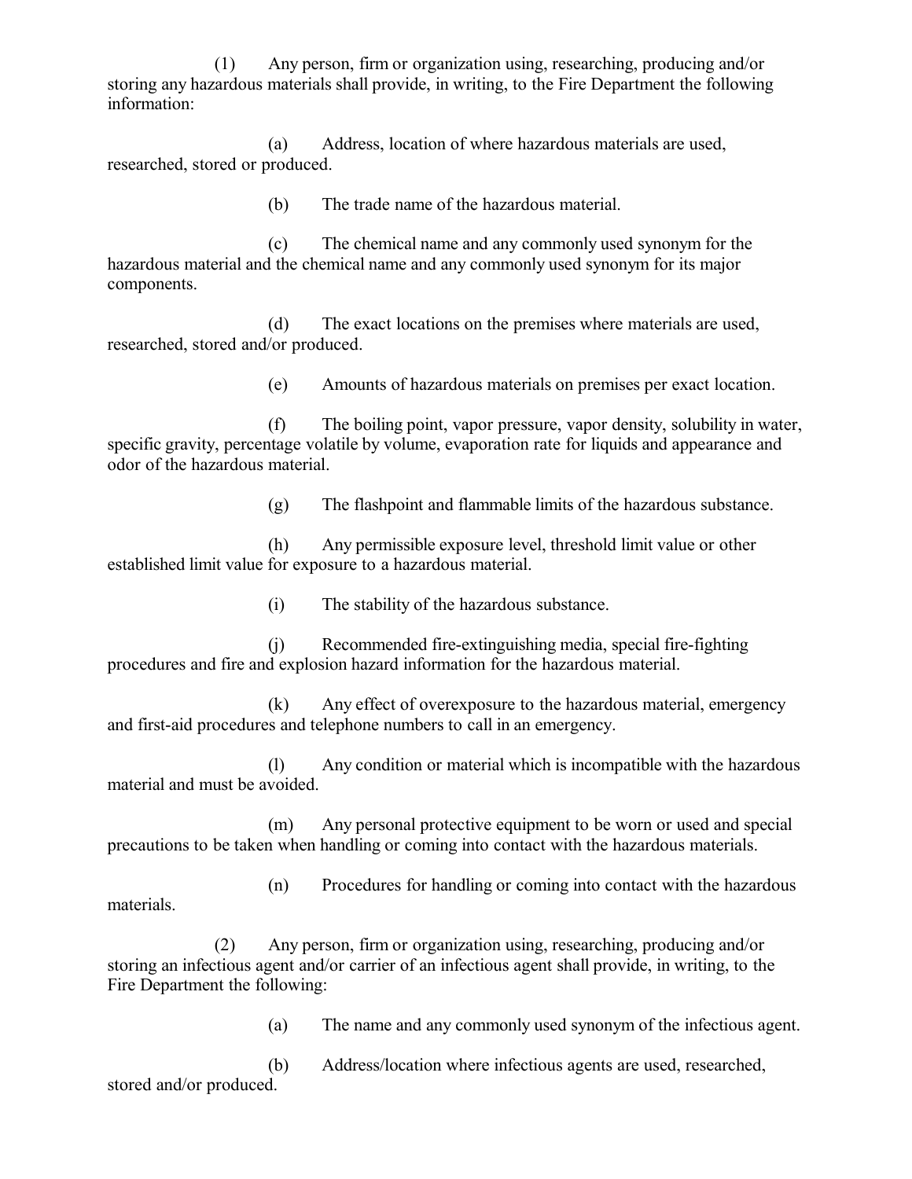(1) Any person, firm or organization using, researching, producing and/or storing any hazardous materials shall provide, in writing, to the Fire Department the following information:

(a) Address, location of where hazardous materials are used, researched, stored or produced.

(b) The trade name of the hazardous material.

(c) The chemical name and any commonly used synonym for the hazardous material and the chemical name and any commonly used synonym for its major components.

(d) The exact locations on the premises where materials are used, researched, stored and/or produced.

(e) Amounts of hazardous materials on premises per exact location.

(f) The boiling point, vapor pressure, vapor density, solubility in water, specific gravity, percentage volatile by volume, evaporation rate for liquids and appearance and odor of the hazardous material.

(g) The flashpoint and flammable limits of the hazardous substance.

(h) Any permissible exposure level, threshold limit value or other established limit value for exposure to a hazardous material.

(i) The stability of the hazardous substance.

(j) Recommended fire-extinguishing media, special fire-fighting procedures and fire and explosion hazard information for the hazardous material.

(k) Any effect of overexposure to the hazardous material, emergency and first-aid procedures and telephone numbers to call in an emergency.

(l) Any condition or material which is incompatible with the hazardous material and must be avoided.

(m) Any personal protective equipment to be worn or used and special precautions to be taken when handling or coming into contact with the hazardous materials.

(n) Procedures for handling or coming into contact with the hazardous materials.

(2) Any person, firm or organization using, researching, producing and/or storing an infectious agent and/or carrier of an infectious agent shall provide, in writing, to the Fire Department the following:

(a) The name and any commonly used synonym of the infectious agent.

(b) Address/location where infectious agents are used, researched, stored and/or produced.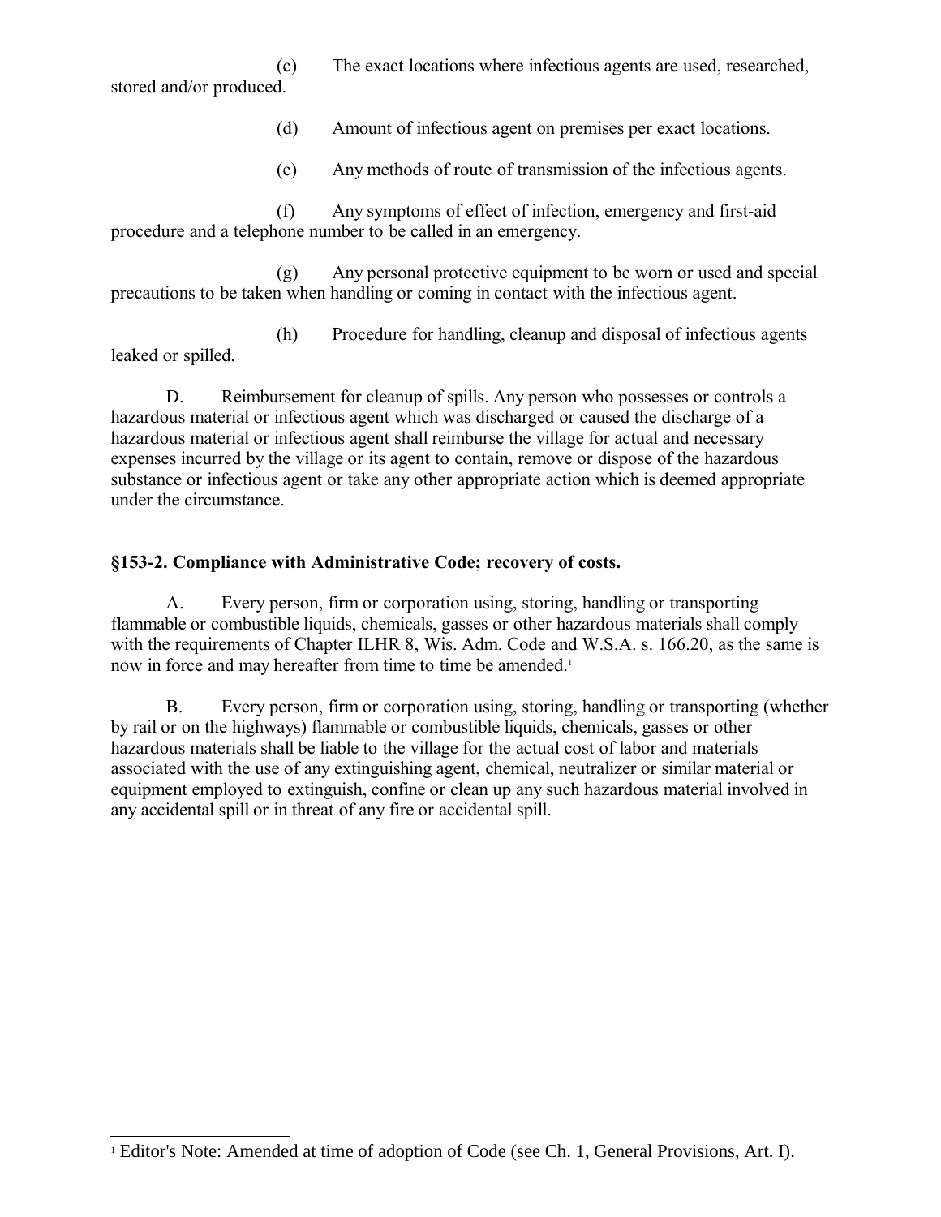(c) The exact locations where infectious agents are used, researched, stored and/or produced.

(d) Amount of infectious agent on premises per exact locations.

(e) Any methods of route of transmission of the infectious agents.

(f) Any symptoms of effect of infection, emergency and first-aid procedure and a telephone number to be called in an emergency.

(g) Any personal protective equipment to be worn or used and special precautions to be taken when handling or coming in contact with the infectious agent.

(h) Procedure for handling, cleanup and disposal of infectious agents leaked or spilled.

D. Reimbursement for cleanup of spills. Any person who possesses or controls a hazardous material or infectious agent which was discharged or caused the discharge of a hazardous material or infectious agent shall reimburse the village for actual and necessary expenses incurred by the village or its agent to contain, remove or dispose of the hazardous substance or infectious agent or take any other appropriate action which is deemed appropriate under the circumstance.

### §153-2. Compliance with Administrative Code; recovery of costs.

A. Every person, firm or corporation using, storing, handling or transporting flammable or combustible liquids, chemicals, gasses or other hazardous materials shall comply with the requirements of Chapter ILHR 8, Wis. Adm. Code and W.S.A. s. 166.20, as the same is now in force and may hereafter from time to time be amended.[1]

B. Every person, firm or corporation using, storing, handling or transporting (whether by rail or on the highways) flammable or combustible liquids, chemicals, gasses or other hazardous materials shall be liable to the village for the actual cost of labor and materials associated with the use of any extinguishing agent, chemical, neutralizer or similar material or equipment employed to extinguish, confine or clean up any such hazardous material involved in any accidental spill or in threat of any fire or accidental spill.

[1] Editor's Note: Amended at time of adoption of Code (see Ch. 1, General Provisions, Art. I).